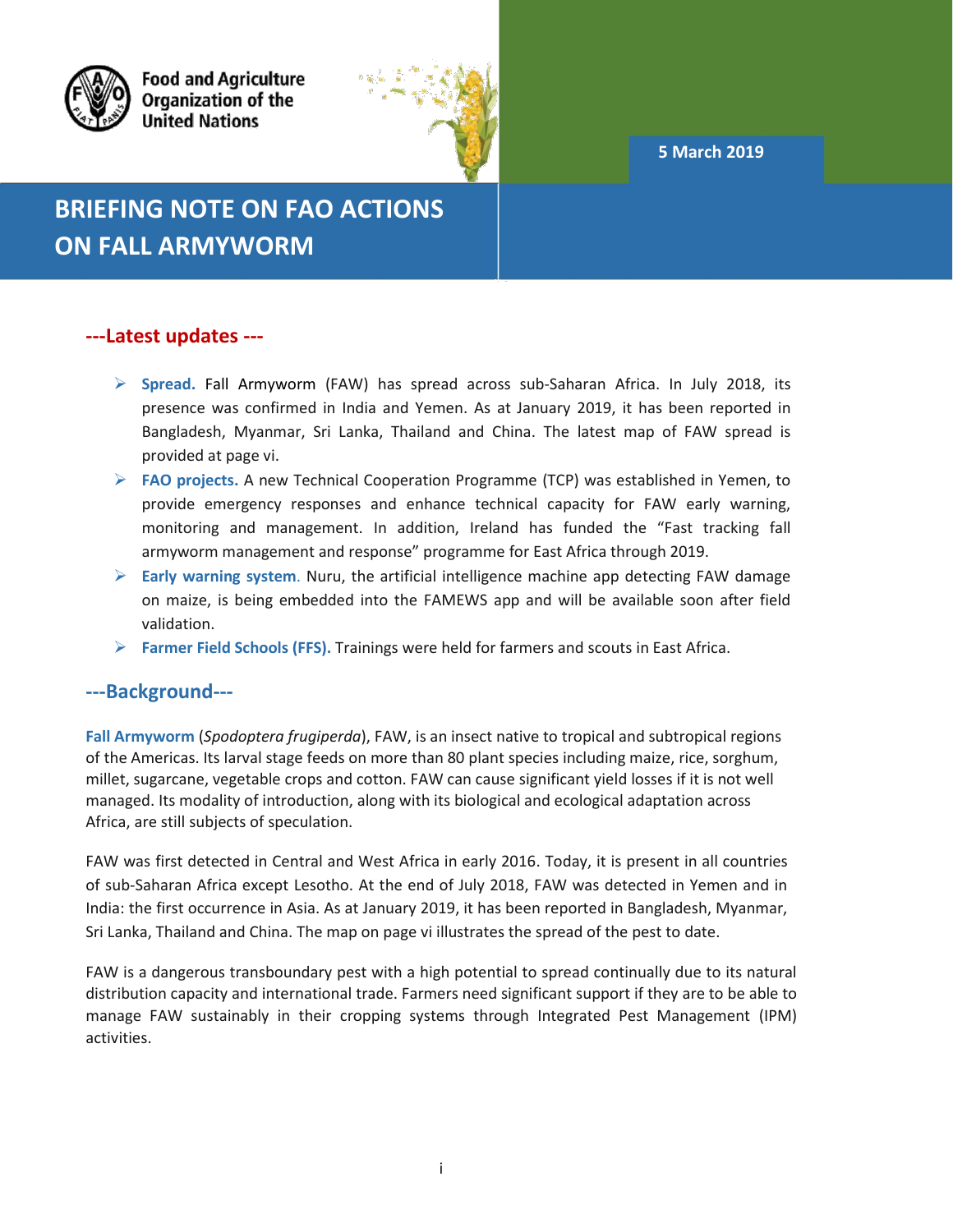Food and Agriculture Organization of the United Nations

5 March 2019

# BRIEFING NOTE ON FAO ACTIONS ON FALL ARMYWORM

## ---Latest updates ---

- **Spread.** Fall Armyworm (FAW) has spread across sub-Saharan Africa. In July 2018, its presence was confirmed in India and Yemen. As at January 2019, it has been reported in Bangladesh, Myanmar, Sri Lanka, Thailand and China. The latest map of FAW spread is provided at page vi.
- **FAO projects.** A new Technical Cooperation Programme (TCP) was established in Yemen, to provide emergency responses and enhance technical capacity for FAW early warning, monitoring and management. In addition, Ireland has funded the "Fast tracking fall armyworm management and response" programme for East Africa through 2019.
- **Early warning system**. Nuru, the artificial intelligence machine app detecting FAW damage on maize, is being embedded into the FAMEWS app and will be available soon after field validation.
- **Farmer Field Schools (FFS).** Trainings were held for farmers and scouts in East Africa.

## ---Background---

**Fall Armyworm** (*Spodoptera frugiperda*), FAW, is an insect native to tropical and subtropical regions of the Americas. Its larval stage feeds on more than 80 plant species including maize, rice, sorghum, millet, sugarcane, vegetable crops and cotton. FAW can cause significant yield losses if it is not well managed. Its modality of introduction, along with its biological and ecological adaptation across Africa, are still subjects of speculation.

FAW was first detected in Central and West Africa in early 2016. Today, it is present in all countries of sub-Saharan Africa except Lesotho. At the end of July 2018, FAW was detected in Yemen and in India: the first occurrence in Asia. As at January 2019, it has been reported in Bangladesh, Myanmar, Sri Lanka, Thailand and China. The map on page vi illustrates the spread of the pest to date.

FAW is a dangerous transboundary pest with a high potential to spread continually due to its natural distribution capacity and international trade. Farmers need significant support if they are to be able to manage FAW sustainably in their cropping systems through Integrated Pest Management (IPM) activities.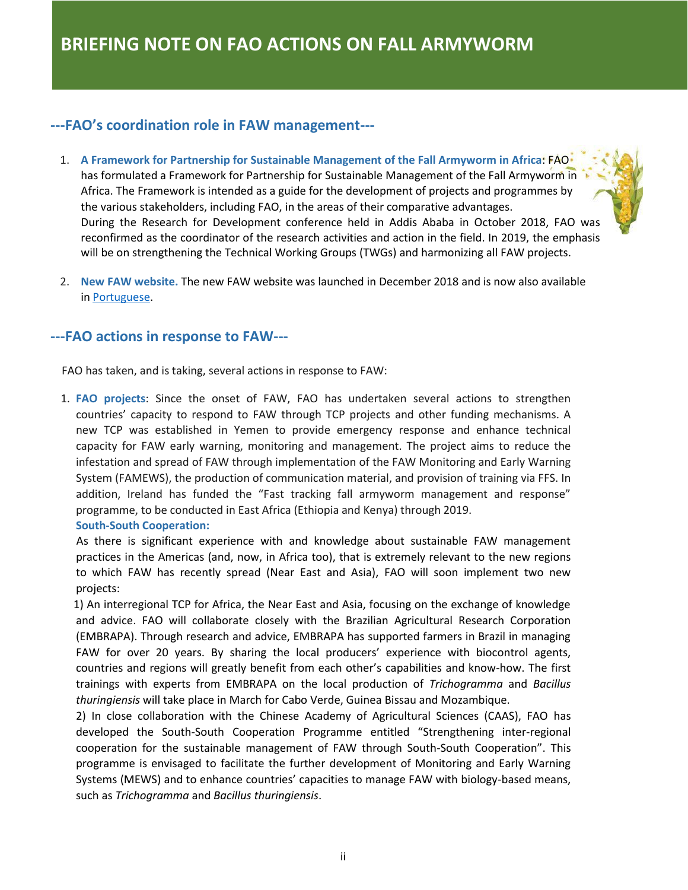# BRIEFING NOTE ON FAO ACTIONS ON FALL ARMYWORM

## ---FAO's coordination role in FAW management---

1. **A Framework for Partnership for Sustainable Management of the Fall Armyworm in Africa**: FAO has formulated a Framework for Partnership for Sustainable Management of the Fall Armyworm in Africa. The Framework is intended as a guide for the development of projects and programmes by the various stakeholders, including FAO, in the areas of their comparative advantages.
   During the Research for Development conference held in Addis Ababa in October 2018, FAO was reconfirmed as the coordinator of the research activities and action in the field. In 2019, the emphasis will be on strengthening the Technical Working Groups (TWGs) and harmonizing all FAW projects.

2. **New FAW website.** The new FAW website was launched in December 2018 and is now also available in Portuguese.

## ---FAO actions in response to FAW---

FAO has taken, and is taking, several actions in response to FAW:

1. **FAO projects**: Since the onset of FAW, FAO has undertaken several actions to strengthen countries' capacity to respond to FAW through TCP projects and other funding mechanisms. A new TCP was established in Yemen to provide emergency response and enhance technical capacity for FAW early warning, monitoring and management. The project aims to reduce the infestation and spread of FAW through implementation of the FAW Monitoring and Early Warning System (FAMEWS), the production of communication material, and provision of training via FFS. In addition, Ireland has funded the "Fast tracking fall armyworm management and response" programme, to be conducted in East Africa (Ethiopia and Kenya) through 2019.

   **South-South Cooperation:**

   As there is significant experience with and knowledge about sustainable FAW management practices in the Americas (and, now, in Africa too), that is extremely relevant to the new regions to which FAW has recently spread (Near East and Asia), FAO will soon implement two new projects:

   1) An interregional TCP for Africa, the Near East and Asia, focusing on the exchange of knowledge and advice. FAO will collaborate closely with the Brazilian Agricultural Research Corporation (EMBRAPA). Through research and advice, EMBRAPA has supported farmers in Brazil in managing FAW for over 20 years. By sharing the local producers' experience with biocontrol agents, countries and regions will greatly benefit from each other's capabilities and know-how. The first trainings with experts from EMBRAPA on the local production of *Trichogramma* and *Bacillus thuringiensis* will take place in March for Cabo Verde, Guinea Bissau and Mozambique.

   2) In close collaboration with the Chinese Academy of Agricultural Sciences (CAAS), FAO has developed the South-South Cooperation Programme entitled "Strengthening inter-regional cooperation for the sustainable management of FAW through South-South Cooperation". This programme is envisaged to facilitate the further development of Monitoring and Early Warning Systems (MEWS) and to enhance countries' capacities to manage FAW with biology-based means, such as *Trichogramma* and *Bacillus thuringiensis*.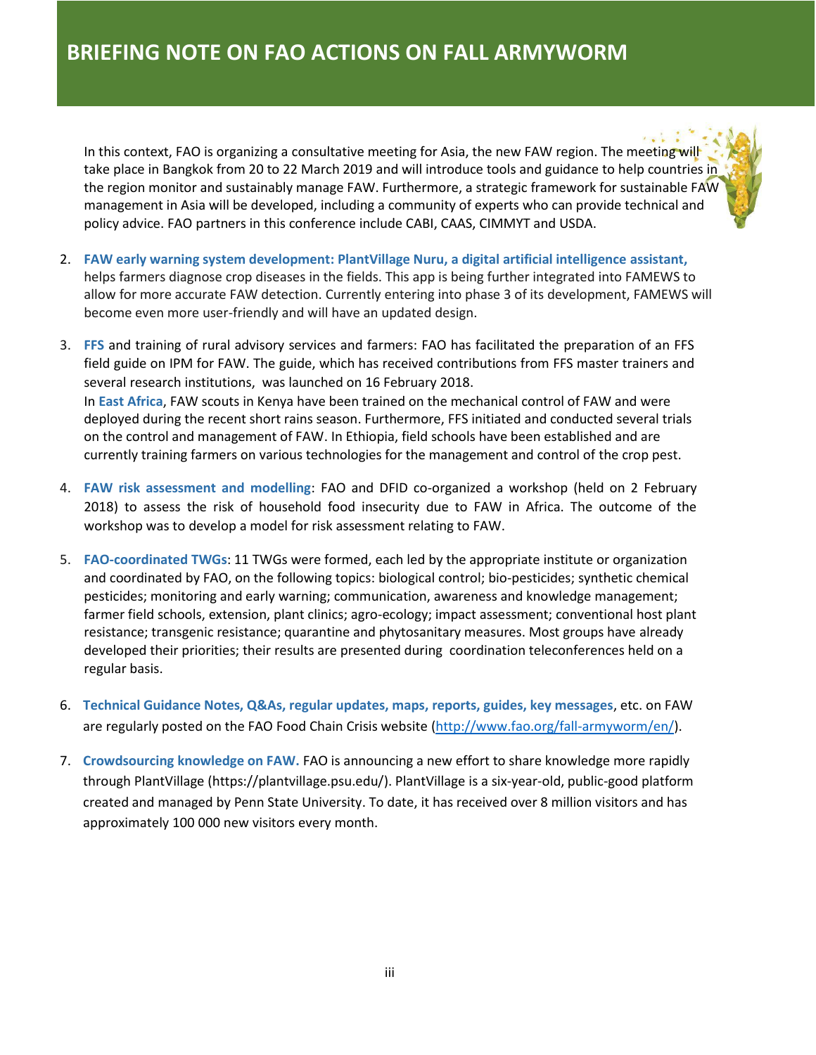# BRIEFING NOTE ON FAO ACTIONS ON FALL ARMYWORM

In this context, FAO is organizing a consultative meeting for Asia, the new FAW region. The meeting will take place in Bangkok from 20 to 22 March 2019 and will introduce tools and guidance to help countries in the region monitor and sustainably manage FAW. Furthermore, a strategic framework for sustainable FAW management in Asia will be developed, including a community of experts who can provide technical and policy advice. FAO partners in this conference include CABI, CAAS, CIMMYT and USDA.

2. **FAW early warning system development: PlantVillage Nuru, a digital artificial intelligence assistant,** helps farmers diagnose crop diseases in the fields. This app is being further integrated into FAMEWS to allow for more accurate FAW detection. Currently entering into phase 3 of its development, FAMEWS will become even more user-friendly and will have an updated design.

3. **FFS** and training of rural advisory services and farmers: FAO has facilitated the preparation of an FFS field guide on IPM for FAW. The guide, which has received contributions from FFS master trainers and several research institutions, was launched on 16 February 2018.
   In **East Africa**, FAW scouts in Kenya have been trained on the mechanical control of FAW and were deployed during the recent short rains season. Furthermore, FFS initiated and conducted several trials on the control and management of FAW. In Ethiopia, field schools have been established and are currently training farmers on various technologies for the management and control of the crop pest.

4. **FAW risk assessment and modelling**: FAO and DFID co-organized a workshop (held on 2 February 2018) to assess the risk of household food insecurity due to FAW in Africa. The outcome of the workshop was to develop a model for risk assessment relating to FAW.

5. **FAO-coordinated TWGs**: 11 TWGs were formed, each led by the appropriate institute or organization and coordinated by FAO, on the following topics: biological control; bio-pesticides; synthetic chemical pesticides; monitoring and early warning; communication, awareness and knowledge management; farmer field schools, extension, plant clinics; agro-ecology; impact assessment; conventional host plant resistance; transgenic resistance; quarantine and phytosanitary measures. Most groups have already developed their priorities; their results are presented during coordination teleconferences held on a regular basis.

6. **Technical Guidance Notes, Q&As, regular updates, maps, reports, guides, key messages**, etc. on FAW are regularly posted on the FAO Food Chain Crisis website (http://www.fao.org/fall-armyworm/en/).

7. **Crowdsourcing knowledge on FAW.** FAO is announcing a new effort to share knowledge more rapidly through PlantVillage (https://plantvillage.psu.edu/). PlantVillage is a six-year-old, public-good platform created and managed by Penn State University. To date, it has received over 8 million visitors and has approximately 100 000 new visitors every month.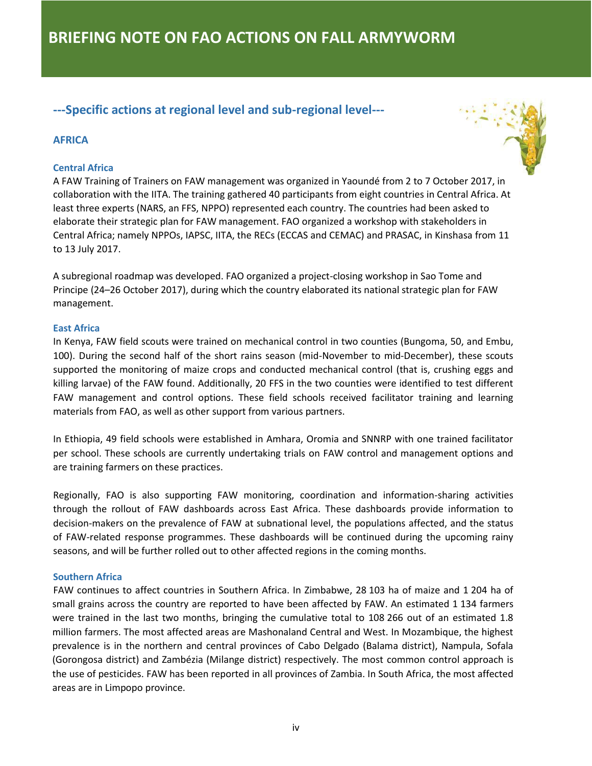# BRIEFING NOTE ON FAO ACTIONS ON FALL ARMYWORM

## ---Specific actions at regional level and sub-regional level---

### AFRICA

#### Central Africa

A FAW Training of Trainers on FAW management was organized in Yaoundé from 2 to 7 October 2017, in collaboration with the IITA. The training gathered 40 participants from eight countries in Central Africa. At least three experts (NARS, an FFS, NPPO) represented each country. The countries had been asked to elaborate their strategic plan for FAW management. FAO organized a workshop with stakeholders in Central Africa; namely NPPOs, IAPSC, IITA, the RECs (ECCAS and CEMAC) and PRASAC, in Kinshasa from 11 to 13 July 2017.

A subregional roadmap was developed. FAO organized a project-closing workshop in Sao Tome and Principe (24–26 October 2017), during which the country elaborated its national strategic plan for FAW management.

#### East Africa

In Kenya, FAW field scouts were trained on mechanical control in two counties (Bungoma, 50, and Embu, 100). During the second half of the short rains season (mid-November to mid-December), these scouts supported the monitoring of maize crops and conducted mechanical control (that is, crushing eggs and killing larvae) of the FAW found. Additionally, 20 FFS in the two counties were identified to test different FAW management and control options. These field schools received facilitator training and learning materials from FAO, as well as other support from various partners.

In Ethiopia, 49 field schools were established in Amhara, Oromia and SNNRP with one trained facilitator per school. These schools are currently undertaking trials on FAW control and management options and are training farmers on these practices.

Regionally, FAO is also supporting FAW monitoring, coordination and information-sharing activities through the rollout of FAW dashboards across East Africa. These dashboards provide information to decision-makers on the prevalence of FAW at subnational level, the populations affected, and the status of FAW-related response programmes. These dashboards will be continued during the upcoming rainy seasons, and will be further rolled out to other affected regions in the coming months.

#### Southern Africa

FAW continues to affect countries in Southern Africa. In Zimbabwe, 28 103 ha of maize and 1 204 ha of small grains across the country are reported to have been affected by FAW. An estimated 1 134 farmers were trained in the last two months, bringing the cumulative total to 108 266 out of an estimated 1.8 million farmers. The most affected areas are Mashonaland Central and West. In Mozambique, the highest prevalence is in the northern and central provinces of Cabo Delgado (Balama district), Nampula, Sofala (Gorongosa district) and Zambézia (Milange district) respectively. The most common control approach is the use of pesticides. FAW has been reported in all provinces of Zambia. In South Africa, the most affected areas are in Limpopo province.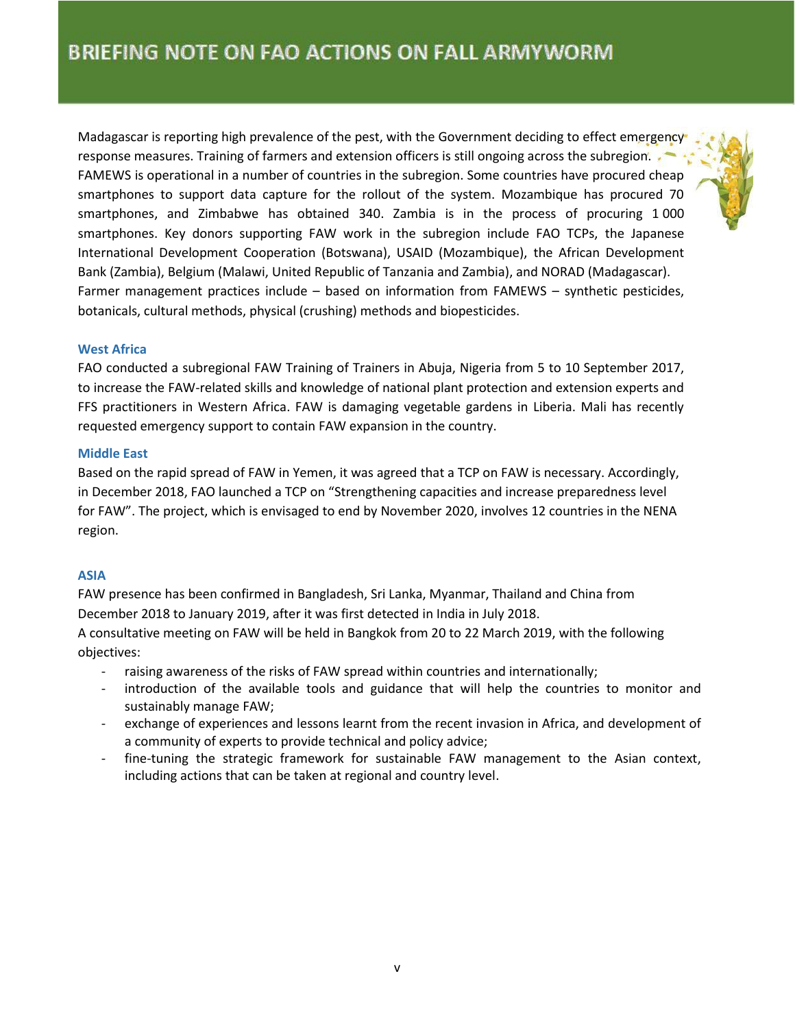Madagascar is reporting high prevalence of the pest, with the Government deciding to effect emergency response measures. Training of farmers and extension officers is still ongoing across the subregion. FAMEWS is operational in a number of countries in the subregion. Some countries have procured cheap smartphones to support data capture for the rollout of the system. Mozambique has procured 70 smartphones, and Zimbabwe has obtained 340. Zambia is in the process of procuring 1 000 smartphones. Key donors supporting FAW work in the subregion include FAO TCPs, the Japanese International Development Cooperation (Botswana), USAID (Mozambique), the African Development Bank (Zambia), Belgium (Malawi, United Republic of Tanzania and Zambia), and NORAD (Madagascar). Farmer management practices include – based on information from FAMEWS – synthetic pesticides, botanicals, cultural methods, physical (crushing) methods and biopesticides.

### West Africa

FAO conducted a subregional FAW Training of Trainers in Abuja, Nigeria from 5 to 10 September 2017, to increase the FAW-related skills and knowledge of national plant protection and extension experts and FFS practitioners in Western Africa. FAW is damaging vegetable gardens in Liberia. Mali has recently requested emergency support to contain FAW expansion in the country.

### Middle East

Based on the rapid spread of FAW in Yemen, it was agreed that a TCP on FAW is necessary. Accordingly, in December 2018, FAO launched a TCP on "Strengthening capacities and increase preparedness level for FAW". The project, which is envisaged to end by November 2020, involves 12 countries in the NENA region.

### ASIA

FAW presence has been confirmed in Bangladesh, Sri Lanka, Myanmar, Thailand and China from December 2018 to January 2019, after it was first detected in India in July 2018.

A consultative meeting on FAW will be held in Bangkok from 20 to 22 March 2019, with the following objectives:

- raising awareness of the risks of FAW spread within countries and internationally;
- introduction of the available tools and guidance that will help the countries to monitor and sustainably manage FAW;
- exchange of experiences and lessons learnt from the recent invasion in Africa, and development of a community of experts to provide technical and policy advice;
- fine-tuning the strategic framework for sustainable FAW management to the Asian context, including actions that can be taken at regional and country level.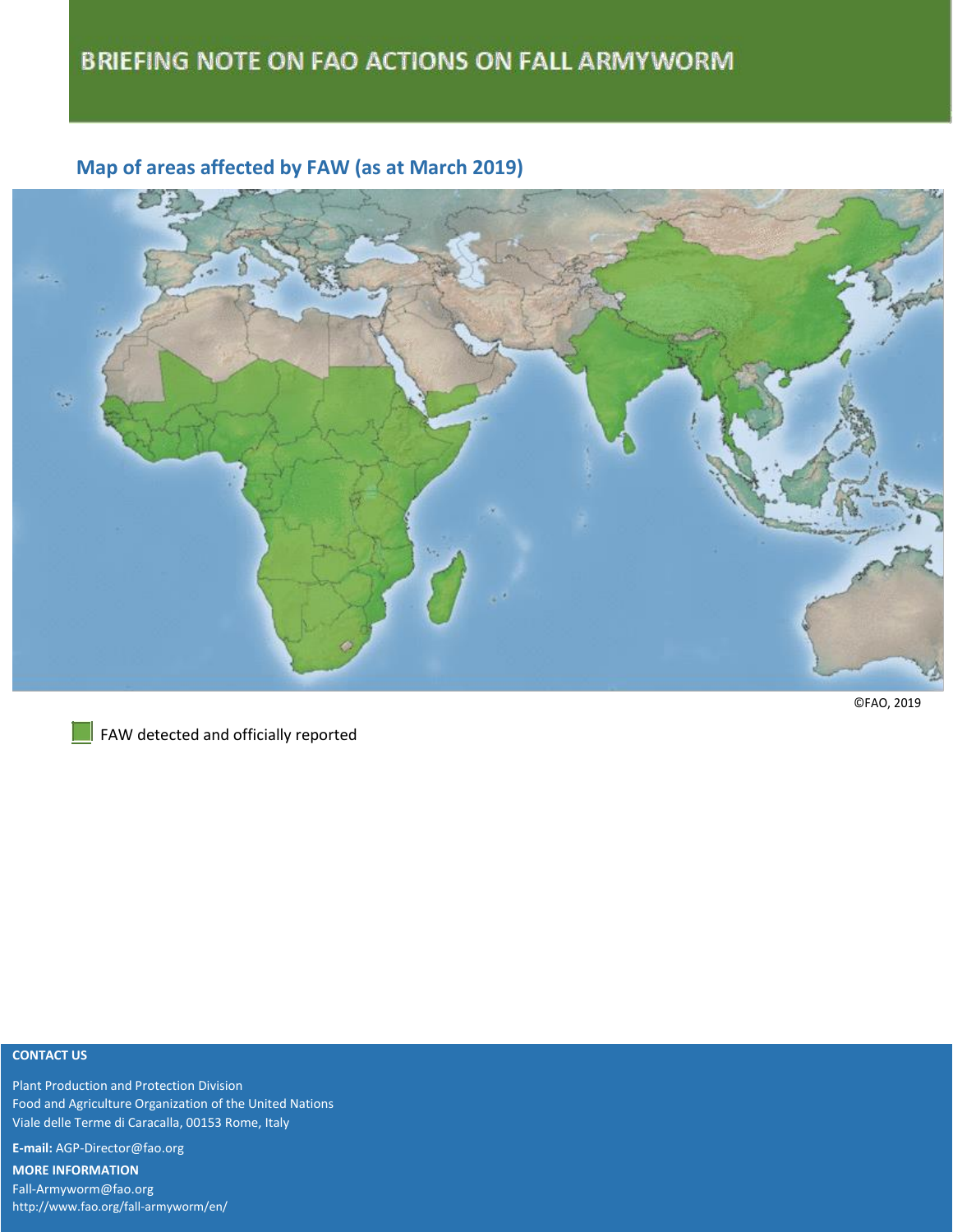# BRIEFING NOTE ON FAO ACTIONS ON FALL ARMYWORM

## Map of areas affected by FAW (as at March 2019)

©FAO, 2019

FAW detected and officially reported

**CONTACT US**

Plant Production and Protection Division
Food and Agriculture Organization of the United Nations
Viale delle Terme di Caracalla, 00153 Rome, Italy

**E-mail:** AGP-Director@fao.org

**MORE INFORMATION**

Fall-Armyworm@fao.org
http://www.fao.org/fall-armyworm/en/